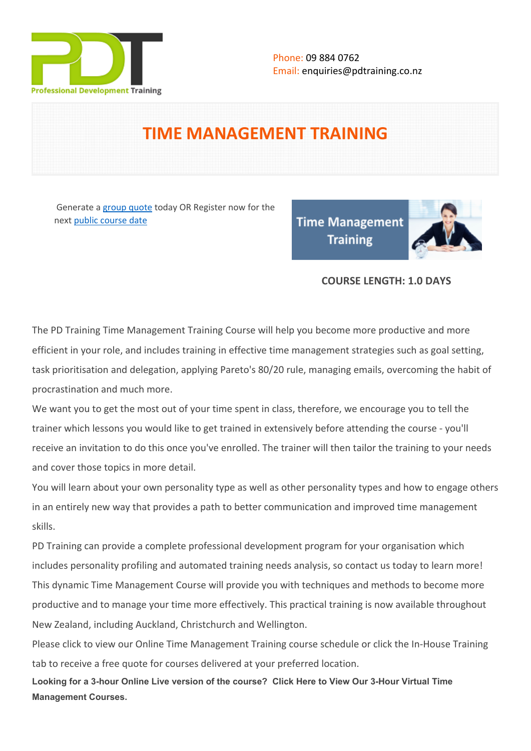Professional Development Training

Phone: 09 884 0762
Email: enquiries@pdtraining.co.nz

# TIME MANAGEMENT TRAINING

Generate a group quote today OR Register now for the next public course date

**COURSE LENGTH: 1.0 DAYS**

The PD Training Time Management Training Course will help you become more productive and more efficient in your role, and includes training in effective time management strategies such as goal setting, task prioritisation and delegation, applying Pareto's 80/20 rule, managing emails, overcoming the habit of procrastination and much more.

We want you to get the most out of your time spent in class, therefore, we encourage you to tell the trainer which lessons you would like to get trained in extensively before attending the course - you'll receive an invitation to do this once you've enrolled. The trainer will then tailor the training to your needs and cover those topics in more detail.

You will learn about your own personality type as well as other personality types and how to engage others in an entirely new way that provides a path to better communication and improved time management skills.

PD Training can provide a complete professional development program for your organisation which includes personality profiling and automated training needs analysis, so contact us today to learn more!

This dynamic Time Management Course will provide you with techniques and methods to become more productive and to manage your time more effectively. This practical training is now available throughout New Zealand, including Auckland, Christchurch and Wellington.

Please click to view our Online Time Management Training course schedule or click the In-House Training tab to receive a free quote for courses delivered at your preferred location.

**Looking for a 3-hour Online Live version of the course? Click Here to View Our 3-Hour Virtual Time Management Courses.**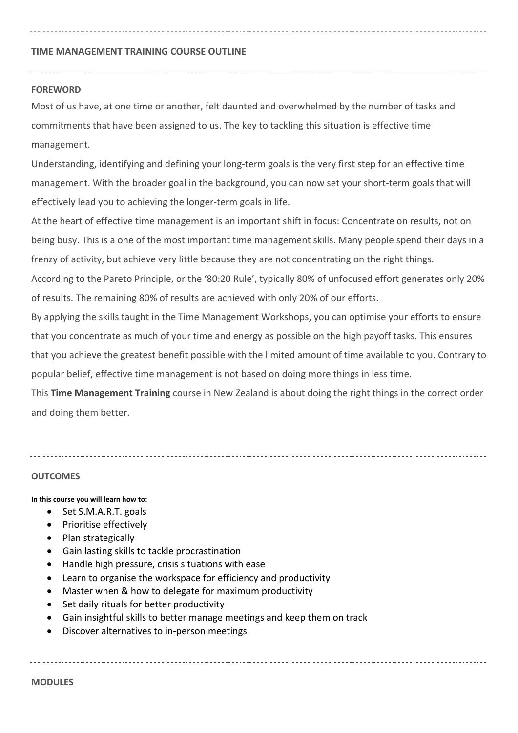## TIME MANAGEMENT TRAINING COURSE OUTLINE

### FOREWORD

Most of us have, at one time or another, felt daunted and overwhelmed by the number of tasks and commitments that have been assigned to us. The key to tackling this situation is effective time management.

Understanding, identifying and defining your long-term goals is the very first step for an effective time management. With the broader goal in the background, you can now set your short-term goals that will effectively lead you to achieving the longer-term goals in life.

At the heart of effective time management is an important shift in focus: Concentrate on results, not on being busy. This is a one of the most important time management skills. Many people spend their days in a frenzy of activity, but achieve very little because they are not concentrating on the right things.

According to the Pareto Principle, or the '80:20 Rule', typically 80% of unfocused effort generates only 20% of results. The remaining 80% of results are achieved with only 20% of our efforts.

By applying the skills taught in the Time Management Workshops, you can optimise your efforts to ensure that you concentrate as much of your time and energy as possible on the high payoff tasks. This ensures that you achieve the greatest benefit possible with the limited amount of time available to you. Contrary to popular belief, effective time management is not based on doing more things in less time.

This **Time Management Training** course in New Zealand is about doing the right things in the correct order and doing them better.

### OUTCOMES

**In this course you will learn how to:**

- Set S.M.A.R.T. goals
- Prioritise effectively
- Plan strategically
- Gain lasting skills to tackle procrastination
- Handle high pressure, crisis situations with ease
- Learn to organise the workspace for efficiency and productivity
- Master when & how to delegate for maximum productivity
- Set daily rituals for better productivity
- Gain insightful skills to better manage meetings and keep them on track
- Discover alternatives to in-person meetings

### MODULES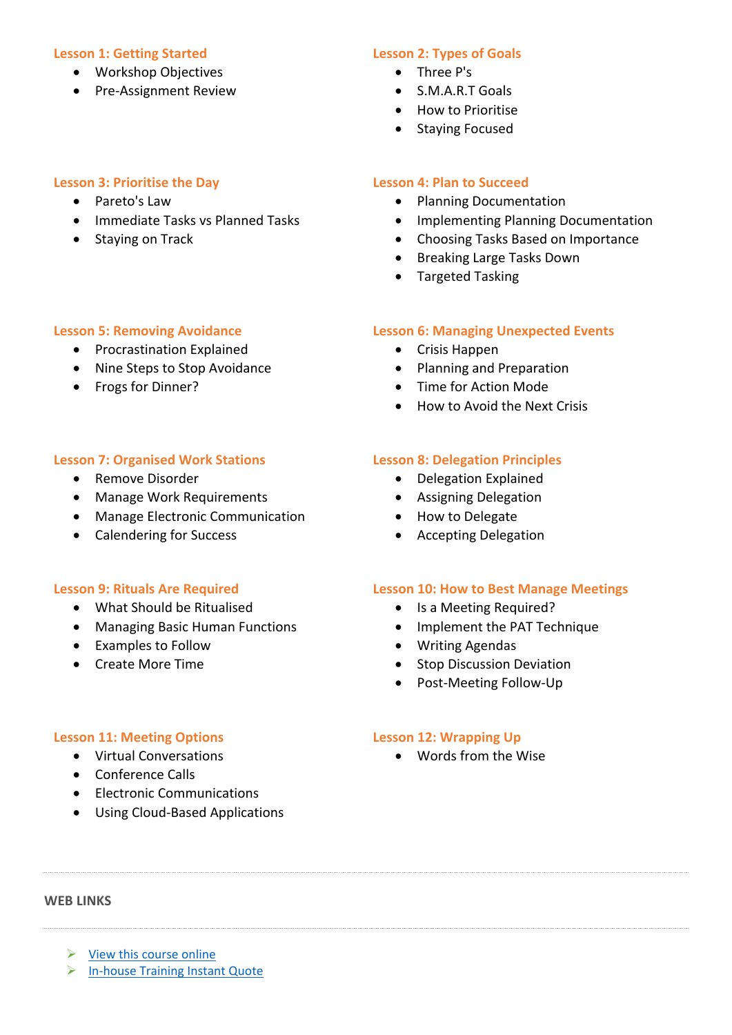### Lesson 1: Getting Started

- Workshop Objectives
- Pre-Assignment Review

### Lesson 2: Types of Goals

- Three P's
- S.M.A.R.T Goals
- How to Prioritise
- Staying Focused

### Lesson 3: Prioritise the Day

- Pareto's Law
- Immediate Tasks vs Planned Tasks
- Staying on Track

### Lesson 4: Plan to Succeed

- Planning Documentation
- Implementing Planning Documentation
- Choosing Tasks Based on Importance
- Breaking Large Tasks Down
- Targeted Tasking

### Lesson 5: Removing Avoidance

- Procrastination Explained
- Nine Steps to Stop Avoidance
- Frogs for Dinner?

### Lesson 6: Managing Unexpected Events

- Crisis Happen
- Planning and Preparation
- Time for Action Mode
- How to Avoid the Next Crisis

### Lesson 7: Organised Work Stations

- Remove Disorder
- Manage Work Requirements
- Manage Electronic Communication
- Calendering for Success

### Lesson 8: Delegation Principles

- Delegation Explained
- Assigning Delegation
- How to Delegate
- Accepting Delegation

### Lesson 9: Rituals Are Required

- What Should be Ritualised
- Managing Basic Human Functions
- Examples to Follow
- Create More Time

### Lesson 10: How to Best Manage Meetings

- Is a Meeting Required?
- Implement the PAT Technique
- Writing Agendas
- Stop Discussion Deviation
- Post-Meeting Follow-Up

### Lesson 11: Meeting Options

- Virtual Conversations
- Conference Calls
- Electronic Communications
- Using Cloud-Based Applications

### Lesson 12: Wrapping Up

- Words from the Wise

---

**WEB LINKS**

---

- View this course online
- In-house Training Instant Quote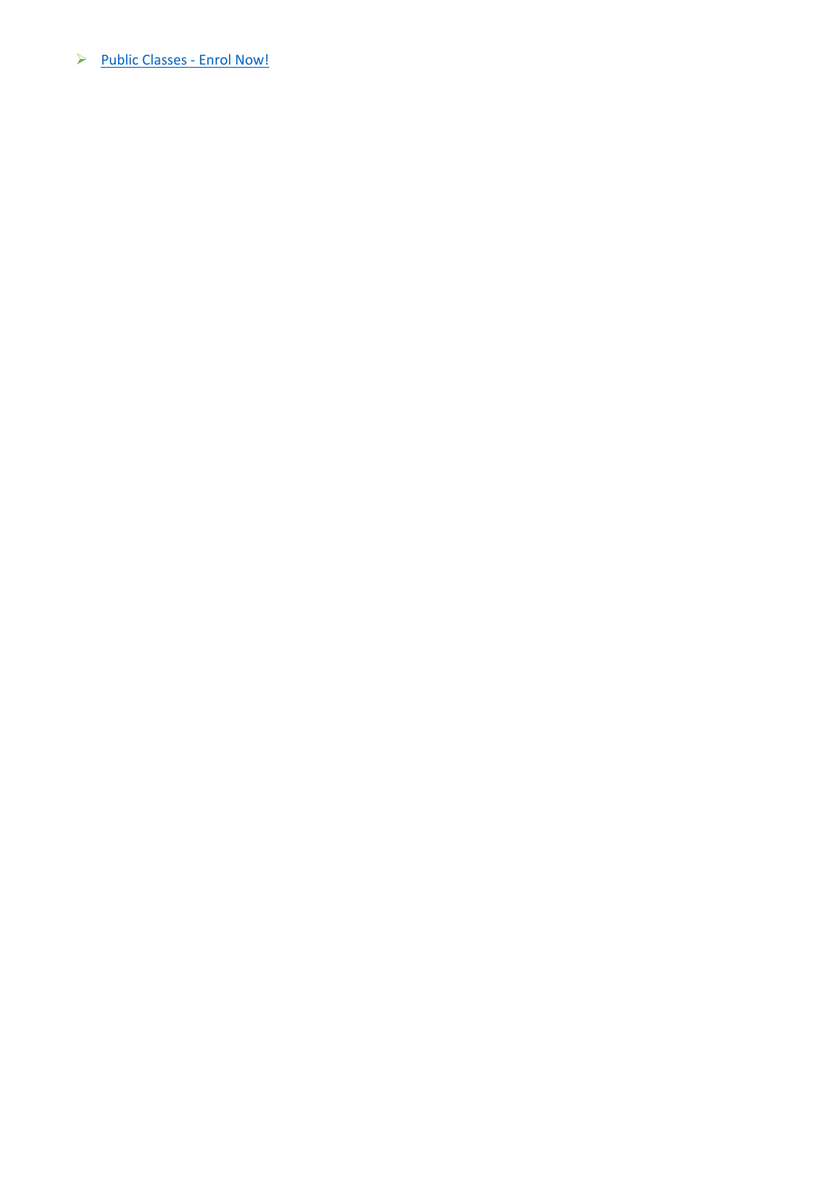- Public Classes - Enrol Now!